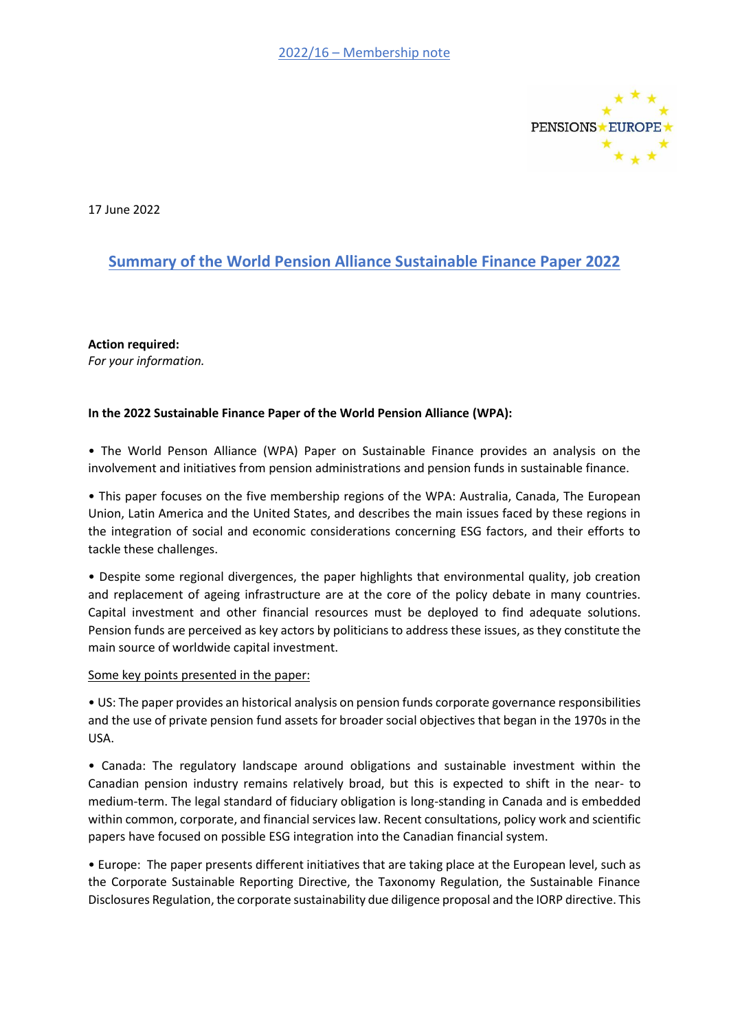2022/16 – Membership note

PENSIONS EUROPE

17 June 2022

# Summary of the World Pension Alliance Sustainable Finance Paper 2022

**Action required:**
*For your information.*

**In the 2022 Sustainable Finance Paper of the World Pension Alliance (WPA):**

• The World Penson Alliance (WPA) Paper on Sustainable Finance provides an analysis on the involvement and initiatives from pension administrations and pension funds in sustainable finance.

• This paper focuses on the five membership regions of the WPA: Australia, Canada, The European Union, Latin America and the United States, and describes the main issues faced by these regions in the integration of social and economic considerations concerning ESG factors, and their efforts to tackle these challenges.

• Despite some regional divergences, the paper highlights that environmental quality, job creation and replacement of ageing infrastructure are at the core of the policy debate in many countries. Capital investment and other financial resources must be deployed to find adequate solutions. Pension funds are perceived as key actors by politicians to address these issues, as they constitute the main source of worldwide capital investment.

Some key points presented in the paper:

• US: The paper provides an historical analysis on pension funds corporate governance responsibilities and the use of private pension fund assets for broader social objectives that began in the 1970s in the USA.

• Canada: The regulatory landscape around obligations and sustainable investment within the Canadian pension industry remains relatively broad, but this is expected to shift in the near- to medium-term. The legal standard of fiduciary obligation is long-standing in Canada and is embedded within common, corporate, and financial services law. Recent consultations, policy work and scientific papers have focused on possible ESG integration into the Canadian financial system.

• Europe: The paper presents different initiatives that are taking place at the European level, such as the Corporate Sustainable Reporting Directive, the Taxonomy Regulation, the Sustainable Finance Disclosures Regulation, the corporate sustainability due diligence proposal and the IORP directive. This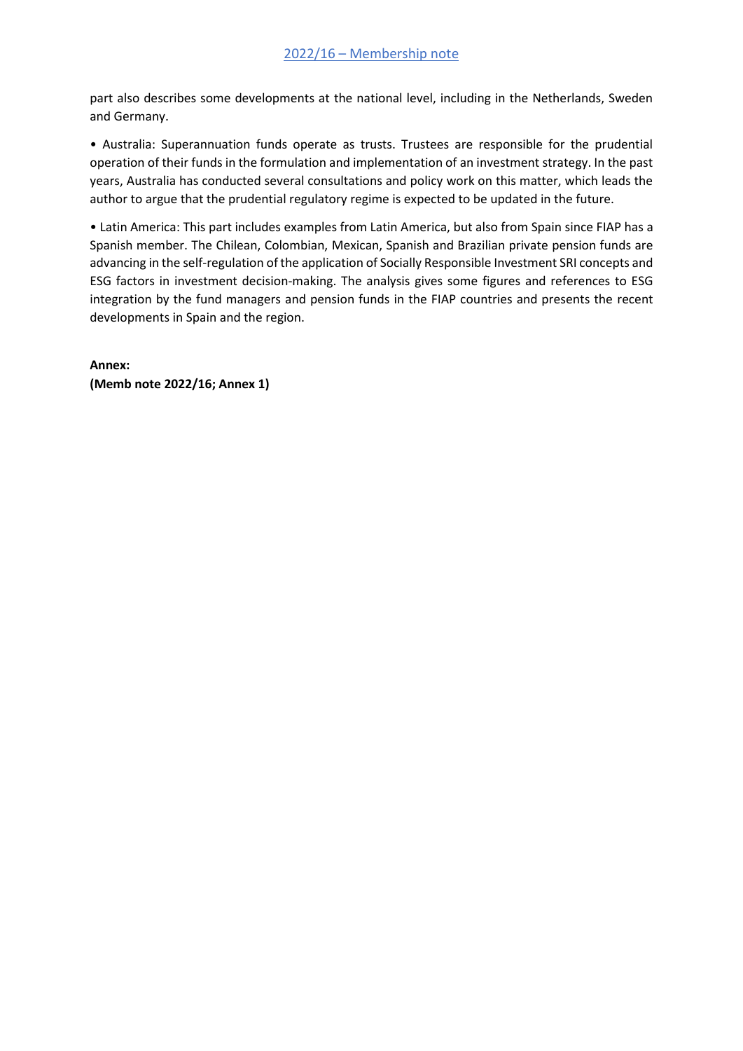part also describes some developments at the national level, including in the Netherlands, Sweden and Germany.

- Australia: Superannuation funds operate as trusts. Trustees are responsible for the prudential operation of their funds in the formulation and implementation of an investment strategy. In the past years, Australia has conducted several consultations and policy work on this matter, which leads the author to argue that the prudential regulatory regime is expected to be updated in the future.

- Latin America: This part includes examples from Latin America, but also from Spain since FIAP has a Spanish member. The Chilean, Colombian, Mexican, Spanish and Brazilian private pension funds are advancing in the self-regulation of the application of Socially Responsible Investment SRI concepts and ESG factors in investment decision-making. The analysis gives some figures and references to ESG integration by the fund managers and pension funds in the FIAP countries and presents the recent developments in Spain and the region.

**Annex:**
**(Memb note 2022/16; Annex 1)**